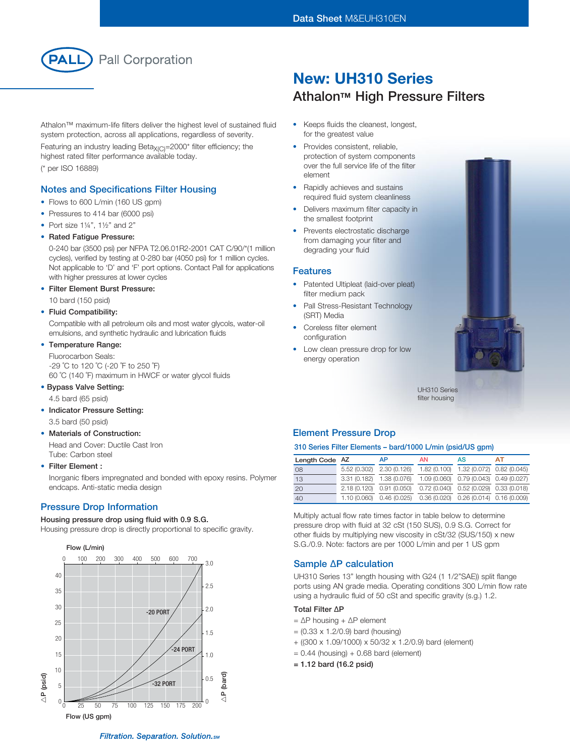Pall Corporation

# New: UH310 Series

## Athalon™ High Pressure Filters

Athalon™ maximum-life filters deliver the highest level of sustained fluid system protection, across all applications, regardless of severity.

Featuring an industry leading $Beta_{X(C)}$=2000* filter efficiency; the highest rated filter performance available today.

(* per ISO 16889)

- Keeps fluids the cleanest, longest, for the greatest value
- Provides consistent, reliable, protection of system components over the full service life of the filter element
- Rapidly achieves and sustains required fluid system cleanliness
- Delivers maximum filter capacity in the smallest footprint
- Prevents electrostatic discharge from damaging your filter and degrading your fluid

### Notes and Specifications Filter Housing

- Flows to 600 L/min (160 US gpm)
- Pressures to 414 bar (6000 psi)
- Port size 1¼", 1½" and 2"
- **Rated Fatigue Pressure:**

  0-240 bar (3500 psi) per NFPA T2.06.01R2-2001 CAT C/90/*(1 million cycles), verified by testing at 0-280 bar (4050 psi) for 1 million cycles. Not applicable to 'D' and 'F' port options. Contact Pall for applications with higher pressures at lower cycles
- **Filter Element Burst Pressure:**

  10 bard (150 psid)
- **Fluid Compatibility:**

  Compatible with all petroleum oils and most water glycols, water-oil emulsions, and synthetic hydraulic and lubrication fluids
- **Temperature Range:**

  Fluorocarbon Seals:
  -29 ˚C to 120 ˚C (-20 ˚F to 250 ˚F)
  60 ˚C (140 ˚F) maximum in HWCF or water glycol fluids
- **Bypass Valve Setting:**

  4.5 bard (65 psid)
- **Indicator Pressure Setting:**

  3.5 bard (50 psid)
- **Materials of Construction:**

  Head and Cover: Ductile Cast Iron
  Tube: Carbon steel
- **Filter Element :**

  Inorganic fibers impregnated and bonded with epoxy resins. Polymer endcaps. Anti-static media design

### Features

- Patented Ultipleat (laid-over pleat) filter medium pack
- Pall Stress-Resistant Technology (SRT) Media
- Coreless filter element configuration
- Low clean pressure drop for low energy operation

UH310 Series filter housing

### Pressure Drop Information

**Housing pressure drop using fluid with 0.9 S.G.**
Housing pressure drop is directly proportional to specific gravity.

Flow (L/min): 0, 100, 200, 300, 400, 500, 600, 700

ΔP (psid): 0–40; ΔP (bard): 0–3.0

Curves: -20 PORT, -24 PORT, -32 PORT

Flow (US gpm): 0, 25, 50, 75, 100, 125, 150, 175, 200

### Element Pressure Drop

**310 Series Filter Elements – bard/1000 L/min (psid/US gpm)**

| Length Code | AZ | AP | AN | AS | AT |
|---|---|---|---|---|---|
| 08 | 5.52 (0.302) | 2.30 (0.126) | 1.82 (0.100) | 1.32 (0.072) | 0.82 (0.045) |
| 13 | 3.31 (0.182) | 1.38 (0.076) | 1.09 (0.060) | 0.79 (0.043) | 0.49 (0.027) |
| 20 | 2.18 (0.120) | 0.91 (0.050) | 0.72 (0.040) | 0.52 (0.029) | 0.33 (0.018) |
| 40 | 1.10 (0.060) | 0.46 (0.025) | 0.36 (0.020) | 0.26 (0.014) | 0.16 (0.009) |

Multiply actual flow rate times factor in table below to determine pressure drop with fluid at 32 cSt (150 SUS), 0.9 S.G. Correct for other fluids by multiplying new viscosity in cSt/32 (SUS/150) x new S.G./0.9. Note: factors are per 1000 L/min and per 1 US gpm

### Sample ΔP calculation

UH310 Series 13" length housing with G24 (1 1/2"SAE)) split flange ports using AN grade media. Operating conditions 300 L/min flow rate using a hydraulic fluid of 50 cSt and specific gravity (s.g.) 1.2.

**Total Filter ΔP**

= ΔP housing + ΔP element
= (0.33 x 1.2/0.9) bard (housing)
+ ((300 x 1.09/1000) x 50/32 x 1.2/0.9) bard (element)
= 0.44 (housing) + 0.68 bard (element)
**= 1.12 bard (16.2 psid)**

*Filtration. Separation. Solution.SM*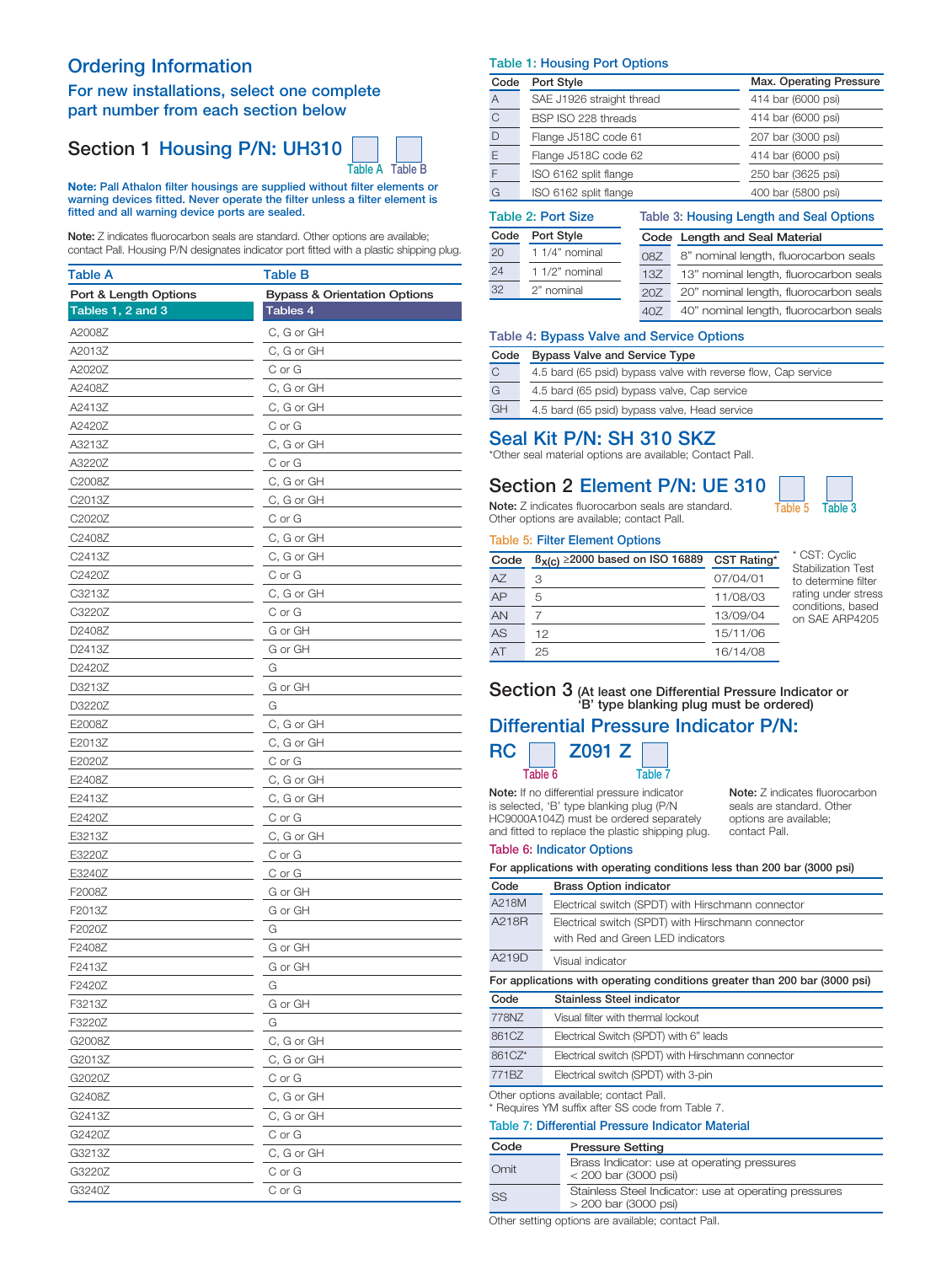# Ordering Information

## For new installations, select one complete part number from each section below

## Section 1 Housing P/N: UH310 [ ] [ ]

Table A Table B

**Note: Pall Athalon filter housings are supplied without filter elements or warning devices fitted. Never operate the filter unless a filter element is fitted and all warning device ports are sealed.**

**Note:** Z indicates fluorocarbon seals are standard. Other options are available; contact Pall. Housing P/N designates indicator port fitted with a plastic shipping plug.

| Table A | Table B |
|---|---|
| **Port & Length Options** | **Bypass & Orientation Options** |
| **Tables 1, 2 and 3** | **Tables 4** |
| A2008Z | C, G or GH |
| A2013Z | C, G or GH |
| A2020Z | C or G |
| A2408Z | C, G or GH |
| A2413Z | C, G or GH |
| A2420Z | C or G |
| A3213Z | C, G or GH |
| A3220Z | C or G |
| C2008Z | C, G or GH |
| C2013Z | C, G or GH |
| C2020Z | C or G |
| C2408Z | C, G or GH |
| C2413Z | C, G or GH |
| C2420Z | C or G |
| C3213Z | C, G or GH |
| C3220Z | C or G |
| D2408Z | G or GH |
| D2413Z | G or GH |
| D2420Z | G |
| D3213Z | G or GH |
| D3220Z | G |
| E2008Z | C, G or GH |
| E2013Z | C, G or GH |
| E2020Z | C or G |
| E2408Z | C, G or GH |
| E2413Z | C, G or GH |
| E2420Z | C or G |
| E3213Z | C, G or GH |
| E3220Z | C or G |
| E3240Z | C or G |
| F2008Z | G or GH |
| F2013Z | G or GH |
| F2020Z | G |
| F2408Z | G or GH |
| F2413Z | G or GH |
| F2420Z | G |
| F3213Z | G or GH |
| F3220Z | G |
| G2008Z | C, G or GH |
| G2013Z | C, G or GH |
| G2020Z | C or G |
| G2408Z | C, G or GH |
| G2413Z | C, G or GH |
| G2420Z | C or G |
| G3213Z | C, G or GH |
| G3220Z | C or G |
| G3240Z | C or G |

### Table 1: Housing Port Options

| Code | Port Style | Max. Operating Pressure |
|---|---|---|
| A | SAE J1926 straight thread | 414 bar (6000 psi) |
| C | BSP ISO 228 threads | 414 bar (6000 psi) |
| D | Flange J518C code 61 | 207 bar (3000 psi) |
| E | Flange J518C code 62 | 414 bar (6000 psi) |
| F | ISO 6162 split flange | 250 bar (3625 psi) |
| G | ISO 6162 split flange | 400 bar (5800 psi) |

### Table 2: Port Size

| Code | Port Style |
|---|---|
| 20 | 1 1/4" nominal |
| 24 | 1 1/2" nominal |
| 32 | 2" nominal |

### Table 3: Housing Length and Seal Options

| Code | Length and Seal Material |
|---|---|
| 08Z | 8" nominal length, fluorocarbon seals |
| 13Z | 13" nominal length, fluorocarbon seals |
| 20Z | 20" nominal length, fluorocarbon seals |
| 40Z | 40" nominal length, fluorocarbon seals |

### Table 4: Bypass Valve and Service Options

| Code | Bypass Valve and Service Type |
|---|---|
| C | 4.5 bard (65 psid) bypass valve with reverse flow, Cap service |
| G | 4.5 bard (65 psid) bypass valve, Cap service |
| GH | 4.5 bard (65 psid) bypass valve, Head service |

## Seal Kit P/N: SH 310 SKZ

*Other seal material options are available; Contact Pall.

## Section 2 Element P/N: UE 310 [ ] [ ]

Table 5 Table 3

**Note:** Z indicates fluorocarbon seals are standard. Other options are available; contact Pall.

### Table 5: Filter Element Options

| Code | $\beta_{x(c)} \geq 2000$ based on ISO 16889 | CST Rating* |
|---|---|---|
| AZ | 3 | 07/04/01 |
| AP | 5 | 11/08/03 |
| AN | 7 | 13/09/04 |
| AS | 12 | 15/11/06 |
| AT | 25 | 16/14/08 |

* CST: Cyclic Stabilization Test to determine filter rating under stress conditions, based on SAE ARP4205

## Section 3 (At least one Differential Pressure Indicator or 'B' type blanking plug must be ordered)

## Differential Pressure Indicator P/N: RC [ ] Z091 Z [ ]

Table 6 Table 7

**Note:** If no differential pressure indicator is selected, 'B' type blanking plug (P/N HC9000A104Z) must be ordered separately and fitted to replace the plastic shipping plug.

**Note:** Z indicates fluorocarbon seals are standard. Other options are available; contact Pall.

### Table 6: Indicator Options

**For applications with operating conditions less than 200 bar (3000 psi)**

| Code | Brass Option indicator |
|---|---|
| A218M | Electrical switch (SPDT) with Hirschmann connector |
| A218R | Electrical switch (SPDT) with Hirschmann connector with Red and Green LED indicators |
| A219D | Visual indicator |

**For applications with operating conditions greater than 200 bar (3000 psi)**

| Code | Stainless Steel indicator |
|---|---|
| 778NZ | Visual filter with thermal lockout |
| 861CZ | Electrical Switch (SPDT) with 6" leads |
| 861CZ* | Electrical switch (SPDT) with Hirschmann connector |
| 771BZ | Electrical switch (SPDT) with 3-pin |

Other options available; contact Pall.
* Requires YM suffix after SS code from Table 7.

### Table 7: Differential Pressure Indicator Material

| Code | Pressure Setting |
|---|---|
| Omit | Brass Indicator: use at operating pressures < 200 bar (3000 psi) |
| SS | Stainless Steel Indicator: use at operating pressures > 200 bar (3000 psi) |

Other setting options are available; contact Pall.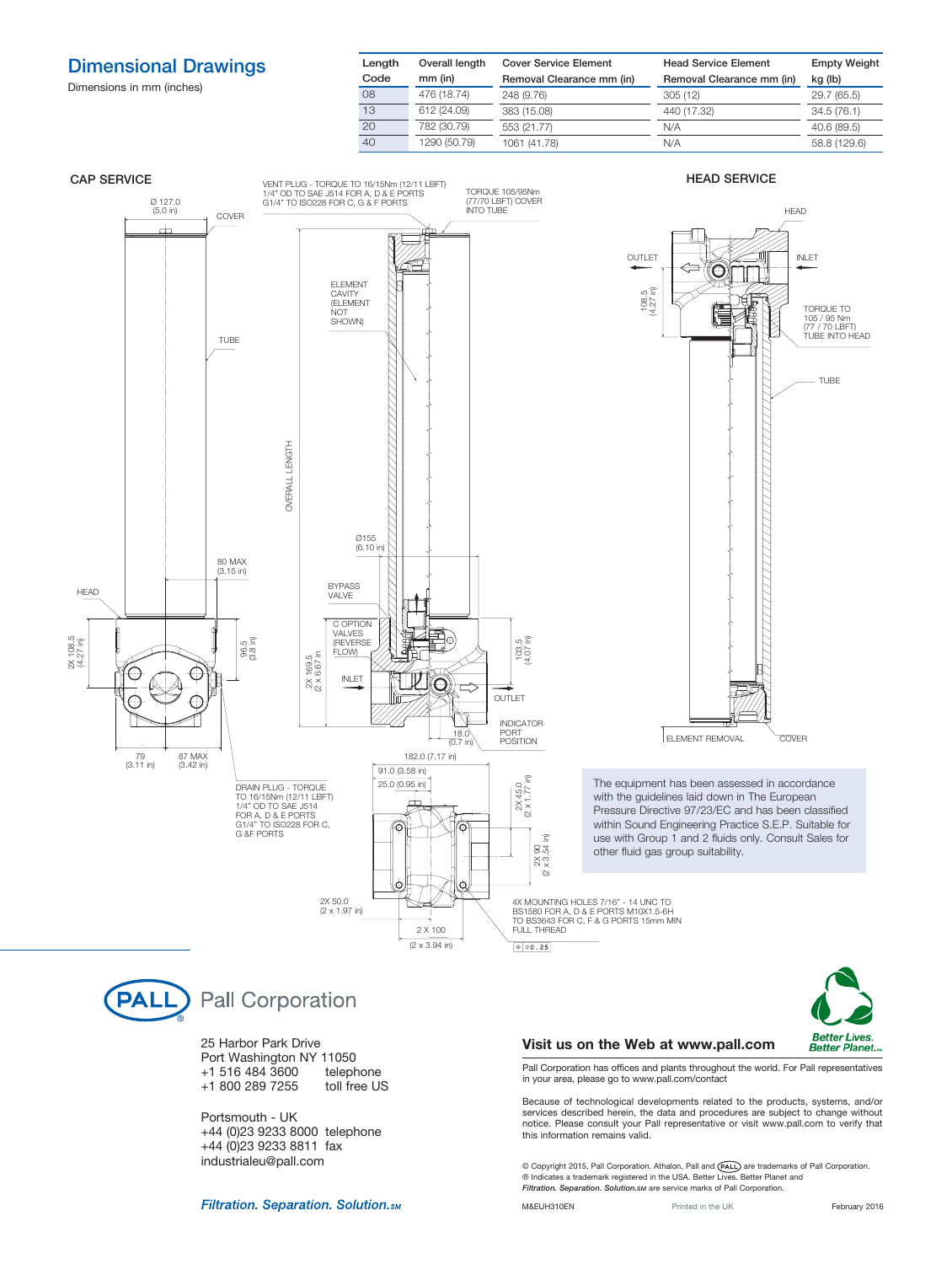## Dimensional Drawings

Dimensions in mm (inches)

| Length Code | Overall length mm (in) | Cover Service Element Removal Clearance mm (in) | Head Service Element Removal Clearance mm (in) | Empty Weight kg (lb) |
|---|---|---|---|---|
| 08 | 476 (18.74) | 248 (9.76) | 305 (12) | 29.7 (65.5) |
| 13 | 612 (24.09) | 383 (15.08) | 440 (17.32) | 34.5 (76.1) |
| 20 | 782 (30.79) | 553 (21.77) | N/A | 40.6 (89.5) |
| 40 | 1290 (50.79) | 1061 (41.78) | N/A | 58.8 (129.6) |

### CAP SERVICE

Ø 127.0
(5.0 in)
COVER
TUBE
HEAD
80 MAX
(3.15 in)
2X 108.5
(4.27 in)
96.5
(3.8 in)
79
(3.11 in)
87 MAX
(3.42 in)

VENT PLUG - TORQUE TO 16/15Nm (12/11 LBFT)
1/4" OD TO SAE J514 FOR A, D & E PORTS
G1/4" TO ISO228 FOR C, G & F PORTS

TORQUE 105/95Nm
(77/70 LBFT) COVER
INTO TUBE

ELEMENT CAVITY (ELEMENT NOT SHOWN)
OVERALL LENGTH
Ø155
(6.10 in)
BYPASS VALVE
C OPTION VALVES (REVERSE FLOW)
INLET
2X 169.5
(2 x 6.67 in)
103.5
(4.07 in)
OUTLET
18.0
(0.7 in)
INDICATOR PORT POSITION
182.0 (7.17 in)
91.0 (3.58 in)
25.0 (0.95 in)
2X 45.0
(2 x 1.77 in)
2X 90
(2 x 3.54 in)
2X 50.0
(2 x 1.97 in)
2 X 100
(2 x 3.94 in)

DRAIN PLUG - TORQUE TO 16/15Nm (12/11 LBFT) 1/4" OD TO SAE J514 FOR A, D & E PORTS G1/4" TO ISO228 FOR C, G &F PORTS

4X MOUNTING HOLES 7/16" - 14 UNC TO BS1580 FOR A, D & E PORTS M10X1.5-6H TO BS3643 FOR C, F & G PORTS 15mm MIN FULL THREAD

Ø0.25

### HEAD SERVICE

HEAD
OUTLET
INLET
108.5
(4.27 in)
TORQUE TO 105 / 95 Nm (77 / 70 LBFT) TUBE INTO HEAD
TUBE
ELEMENT REMOVAL
COVER

The equipment has been assessed in accordance with the guidelines laid down in The European Pressure Directive 97/23/EC and has been classified within Sound Engineering Practice S.E.P. Suitable for use with Group 1 and 2 fluids only. Consult Sales for other fluid gas group suitability.

---

**Pall Corporation**

25 Harbor Park Drive
Port Washington NY 11050
+1 516 484 3600 telephone
+1 800 289 7255 toll free US

Portsmouth - UK
+44 (0)23 9233 8000 telephone
+44 (0)23 9233 8811 fax
industrialeu@pall.com

*Filtration. Separation. Solution.SM*

**Visit us on the Web at www.pall.com**

*Better Lives. Better Planet.SM*

Pall Corporation has offices and plants throughout the world. For Pall representatives in your area, please go to www.pall.com/contact

Because of technological developments related to the products, systems, and/or services described herein, the data and procedures are subject to change without notice. Please consult your Pall representative or visit www.pall.com to verify that this information remains valid.

© Copyright 2015, Pall Corporation. Athalon, Pall and PALL are trademarks of Pall Corporation. ® Indicates a trademark registered in the USA. Better Lives. Better Planet and *Filtration. Separation. Solution.SM* are service marks of Pall Corporation.

M&EUH310EN Printed in the UK February 2016